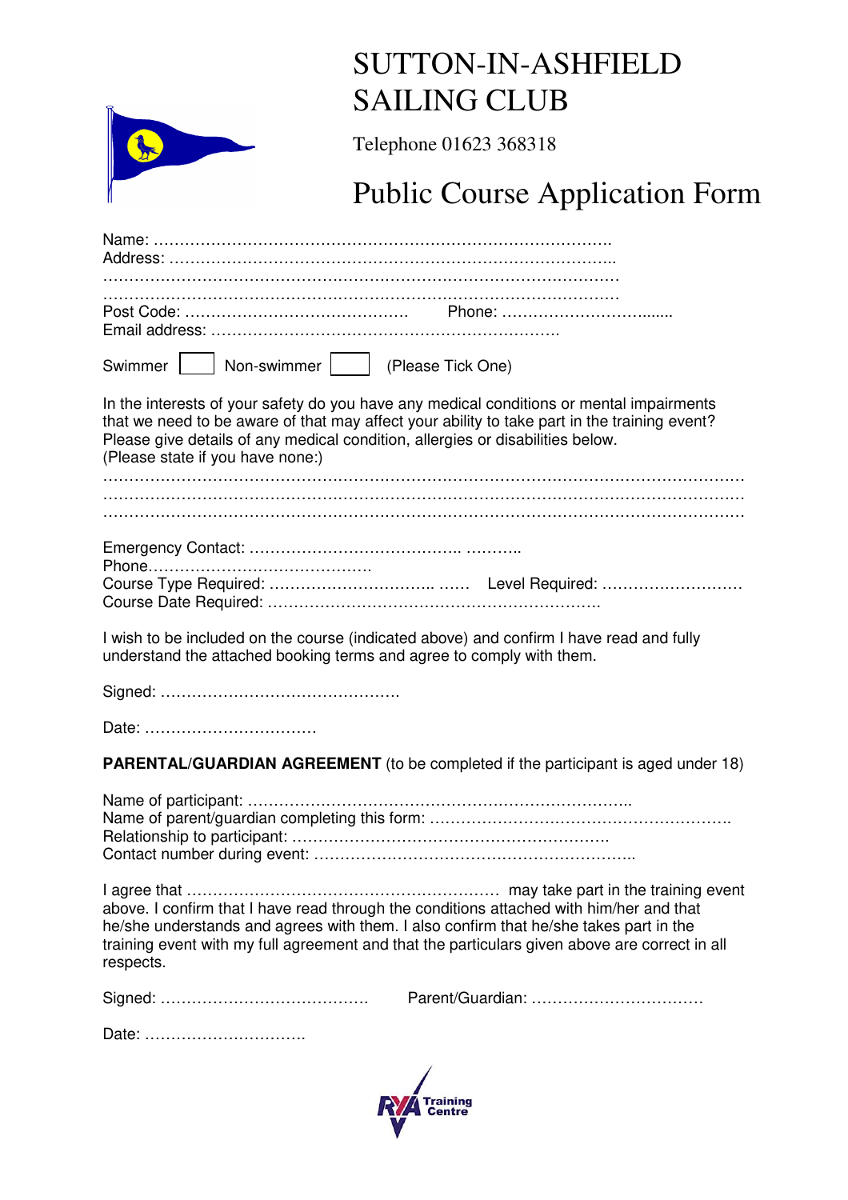# SUTTON-IN-ASHFIELD SAILING CLUB

Telephone 01623 368318

## Public Course Application Form

Name: ……………………………………………………………………………
Address: …………………………………………………………………………
………………………………………………………………………………………
………………………………………………………………………………………
Post Code: …………………………………… Phone: …………………………......
Email address: ………………………………………………………….

Swimmer ☐ Non-swimmer ☐ (Please Tick One)

In the interests of your safety do you have any medical conditions or mental impairments that we need to be aware of that may affect your ability to take part in the training event? Please give details of any medical condition, allergies or disabilities below.
(Please state if you have none:)

……………………………………………………………………………………………………
……………………………………………………………………………………………………
……………………………………………………………………………………………………

Emergency Contact: ………………………………… ………..
Phone……………………………………
Course Type Required: ………………………….. …… Level Required: ………………………
Course Date Required: ……………………………………………………….

I wish to be included on the course (indicated above) and confirm I have read and fully understand the attached booking terms and agree to comply with them.

Signed: ……………………………………….

Date: ……………………………

**PARENTAL/GUARDIAN AGREEMENT** (to be completed if the participant is aged under 18)

Name of participant: ………………………………………………………………..
Name of parent/guardian completing this form: ………………………………………………….
Relationship to participant: …………………………………………………….
Contact number during event: ……………………………………………………..

I agree that …………………………………………………… may take part in the training event above. I confirm that I have read through the conditions attached with him/her and that he/she understands and agrees with them. I also confirm that he/she takes part in the training event with my full agreement and that the particulars given above are correct in all respects.

Signed: ………………………………… Parent/Guardian: ……………………………

Date: ………………………….

RYA Training Centre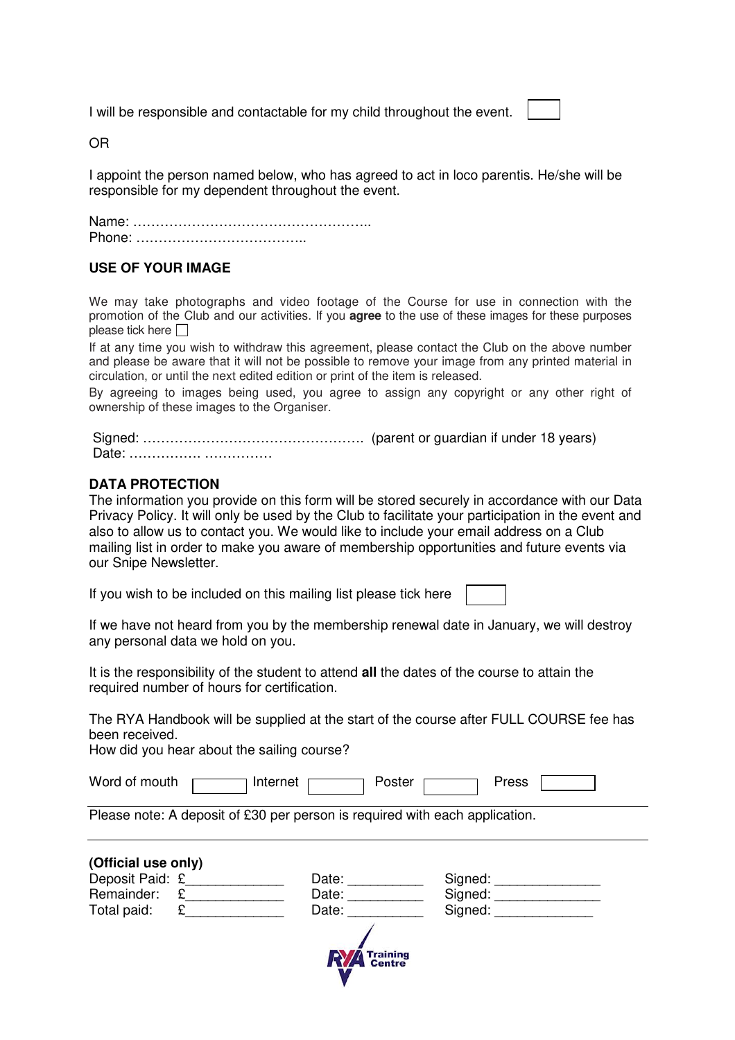I will be responsible and contactable for my child throughout the event. ☐

OR

I appoint the person named below, who has agreed to act in loco parentis. He/she will be responsible for my dependent throughout the event.

Name: ……………………………………………..
Phone: ………………………………..

## USE OF YOUR IMAGE

We may take photographs and video footage of the Course for use in connection with the promotion of the Club and our activities. If you **agree** to the use of these images for these purposes please tick here ☐

If at any time you wish to withdraw this agreement, please contact the Club on the above number and please be aware that it will not be possible to remove your image from any printed material in circulation, or until the next edited edition or print of the item is released.

By agreeing to images being used, you agree to assign any copyright or any other right of ownership of these images to the Organiser.

Signed: …………………………………………. (parent or guardian if under 18 years)
Date: ……………. ……………

## DATA PROTECTION

The information you provide on this form will be stored securely in accordance with our Data Privacy Policy. It will only be used by the Club to facilitate your participation in the event and also to allow us to contact you. We would like to include your email address on a Club mailing list in order to make you aware of membership opportunities and future events via our Snipe Newsletter.

If you wish to be included on this mailing list please tick here ☐

If we have not heard from you by the membership renewal date in January, we will destroy any personal data we hold on you.

It is the responsibility of the student to attend **all** the dates of the course to attain the required number of hours for certification.

The RYA Handbook will be supplied at the start of the course after FULL COURSE fee has been received.
How did you hear about the sailing course?

Word of mouth ☐ Internet ☐ Poster ☐ Press ☐

---

Please note: A deposit of £30 per person is required with each application.

---

**(Official use only)**

| | | | |
|---|---|---|---|
| Deposit Paid: | £_____________ | Date: __________ | Signed: ______________ |
| Remainder: | £_____________ | Date: __________ | Signed: ______________ |
| Total paid: | £_____________ | Date: __________ | Signed: _____________ |

RYA Training Centre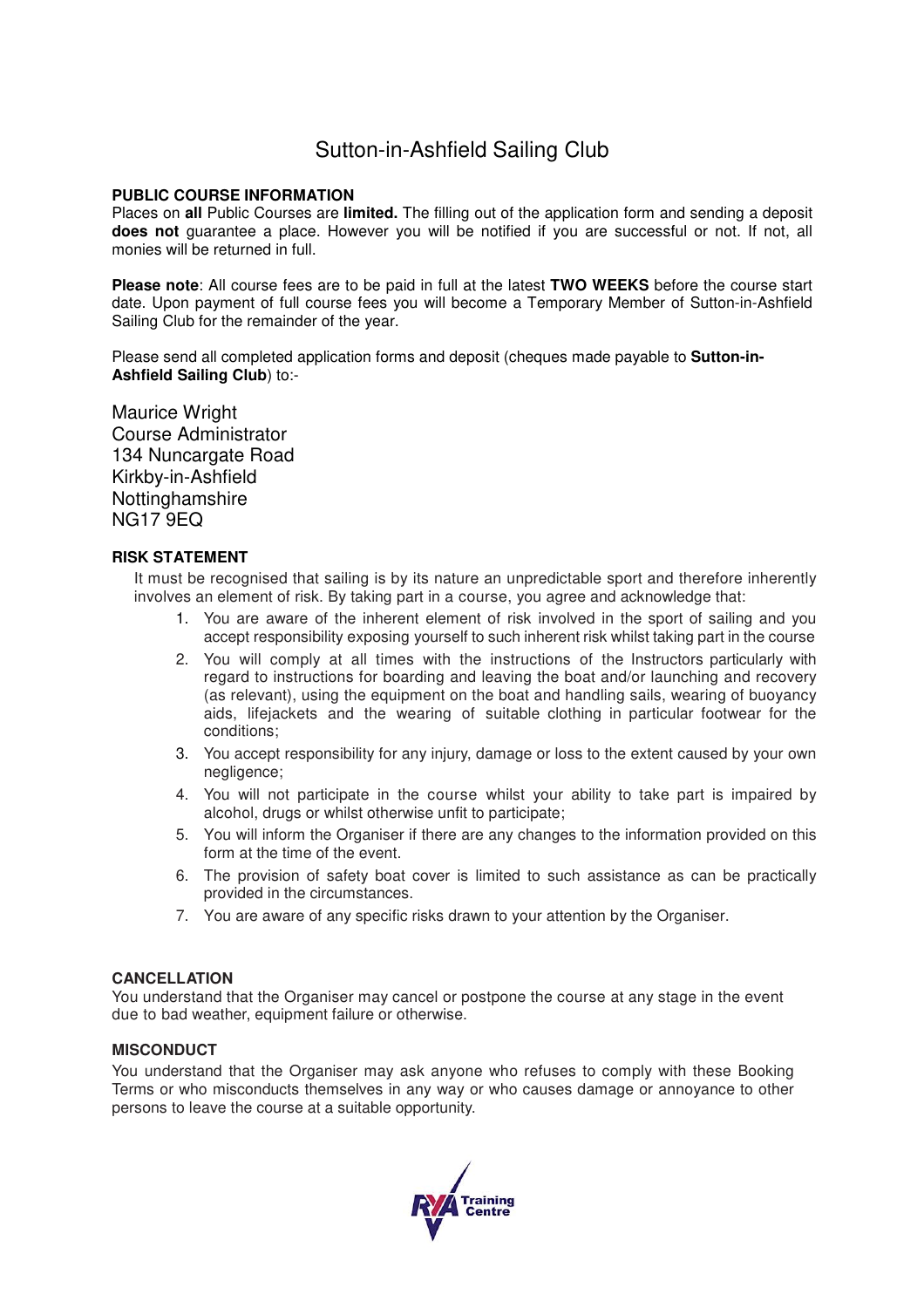# Sutton-in-Ashfield Sailing Club

**PUBLIC COURSE INFORMATION**

Places on **all** Public Courses are **limited.** The filling out of the application form and sending a deposit **does not** guarantee a place. However you will be notified if you are successful or not. If not, all monies will be returned in full.

**Please note**: All course fees are to be paid in full at the latest **TWO WEEKS** before the course start date. Upon payment of full course fees you will become a Temporary Member of Sutton-in-Ashfield Sailing Club for the remainder of the year.

Please send all completed application forms and deposit (cheques made payable to **Sutton-in-Ashfield Sailing Club**) to:-

Maurice Wright
Course Administrator
134 Nuncargate Road
Kirkby-in-Ashfield
Nottinghamshire
NG17 9EQ

**RISK STATEMENT**

It must be recognised that sailing is by its nature an unpredictable sport and therefore inherently involves an element of risk. By taking part in a course, you agree and acknowledge that:

1. You are aware of the inherent element of risk involved in the sport of sailing and you accept responsibility exposing yourself to such inherent risk whilst taking part in the course
2. You will comply at all times with the instructions of the Instructors particularly with regard to instructions for boarding and leaving the boat and/or launching and recovery (as relevant), using the equipment on the boat and handling sails, wearing of buoyancy aids, lifejackets and the wearing of suitable clothing in particular footwear for the conditions;
3. You accept responsibility for any injury, damage or loss to the extent caused by your own negligence;
4. You will not participate in the course whilst your ability to take part is impaired by alcohol, drugs or whilst otherwise unfit to participate;
5. You will inform the Organiser if there are any changes to the information provided on this form at the time of the event.
6. The provision of safety boat cover is limited to such assistance as can be practically provided in the circumstances.
7. You are aware of any specific risks drawn to your attention by the Organiser.

**CANCELLATION**

You understand that the Organiser may cancel or postpone the course at any stage in the event due to bad weather, equipment failure or otherwise.

**MISCONDUCT**

You understand that the Organiser may ask anyone who refuses to comply with these Booking Terms or who misconducts themselves in any way or who causes damage or annoyance to other persons to leave the course at a suitable opportunity.

RYA Training Centre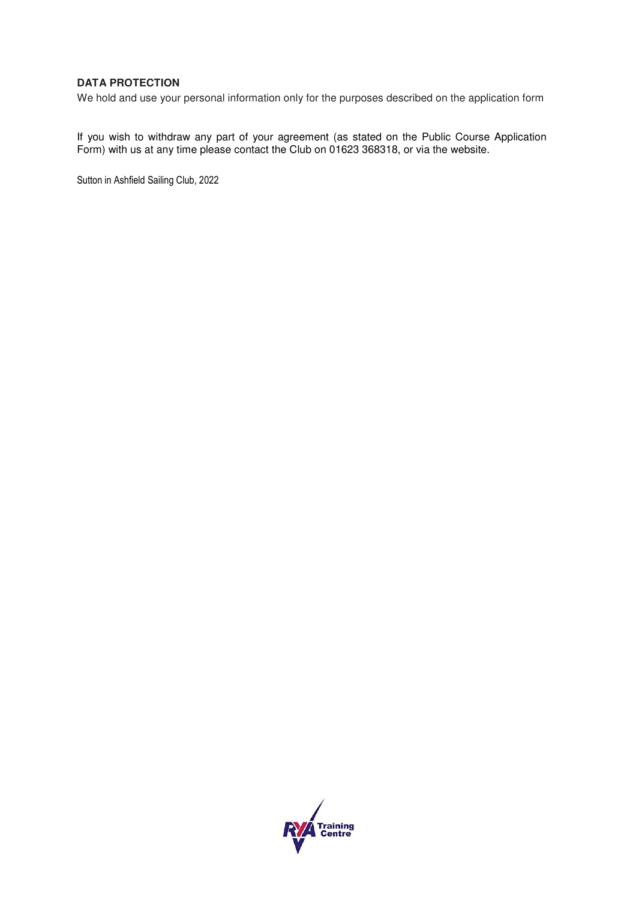**DATA PROTECTION**

We hold and use your personal information only for the purposes described on the application form

If you wish to withdraw any part of your agreement (as stated on the Public Course Application Form) with us at any time please contact the Club on 01623 368318, or via the website.

Sutton in Ashfield Sailing Club, 2022